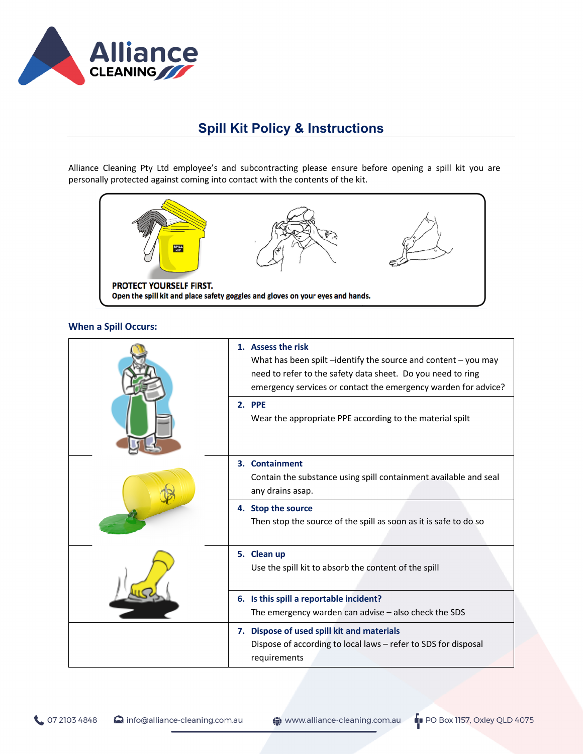## Spill Kit Policy & Instructions

Alliance Cleaning Pty Ltd employee's and subcontracting please ensure before opening a spill kit you are personally protected against coming into contact with the contents of the kit.

**PROTECT YOURSELF FIRST.**
**Open the spill kit and place safety goggles and gloves on your eyes and hands.**

### When a Spill Occurs:

1. **Assess the risk**
   What has been spilt –identify the source and content – you may need to refer to the safety data sheet. Do you need to ring emergency services or contact the emergency warden for advice?
2. **PPE**
   Wear the appropriate PPE according to the material spilt
3. **Containment**
   Contain the substance using spill containment available and seal any drains asap.
4. **Stop the source**
   Then stop the source of the spill as soon as it is safe to do so
5. **Clean up**
   Use the spill kit to absorb the content of the spill
6. **Is this spill a reportable incident?**
   The emergency warden can advise – also check the SDS
7. **Dispose of used spill kit and materials**
   Dispose of according to local laws – refer to SDS for disposal requirements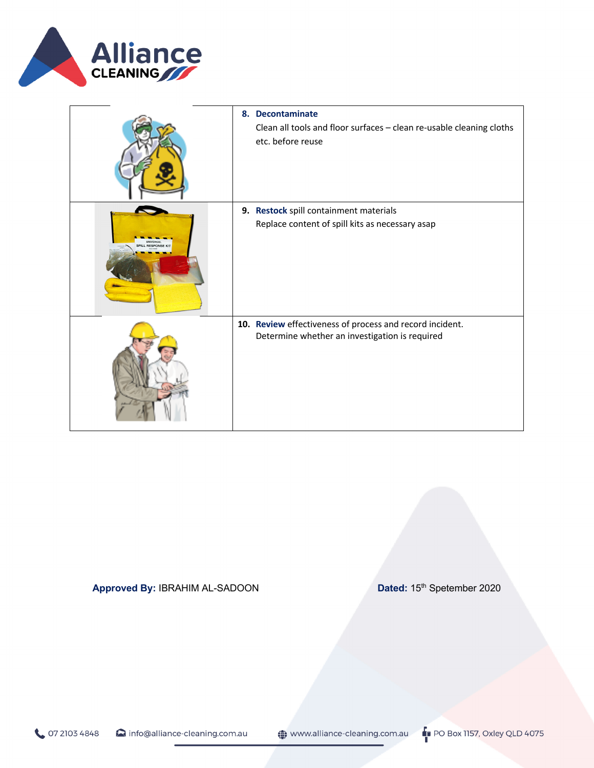| | |
|---|---|
| | **8. Decontaminate**<br>Clean all tools and floor surfaces – clean re-usable cleaning cloths etc. before reuse |
| | **9. Restock** spill containment materials<br>Replace content of spill kits as necessary asap |
| | **10. Review** effectiveness of process and record incident.<br>Determine whether an investigation is required |

**Approved By:** IBRAHIM AL-SADOON

**Dated:** 15th Spetember 2020